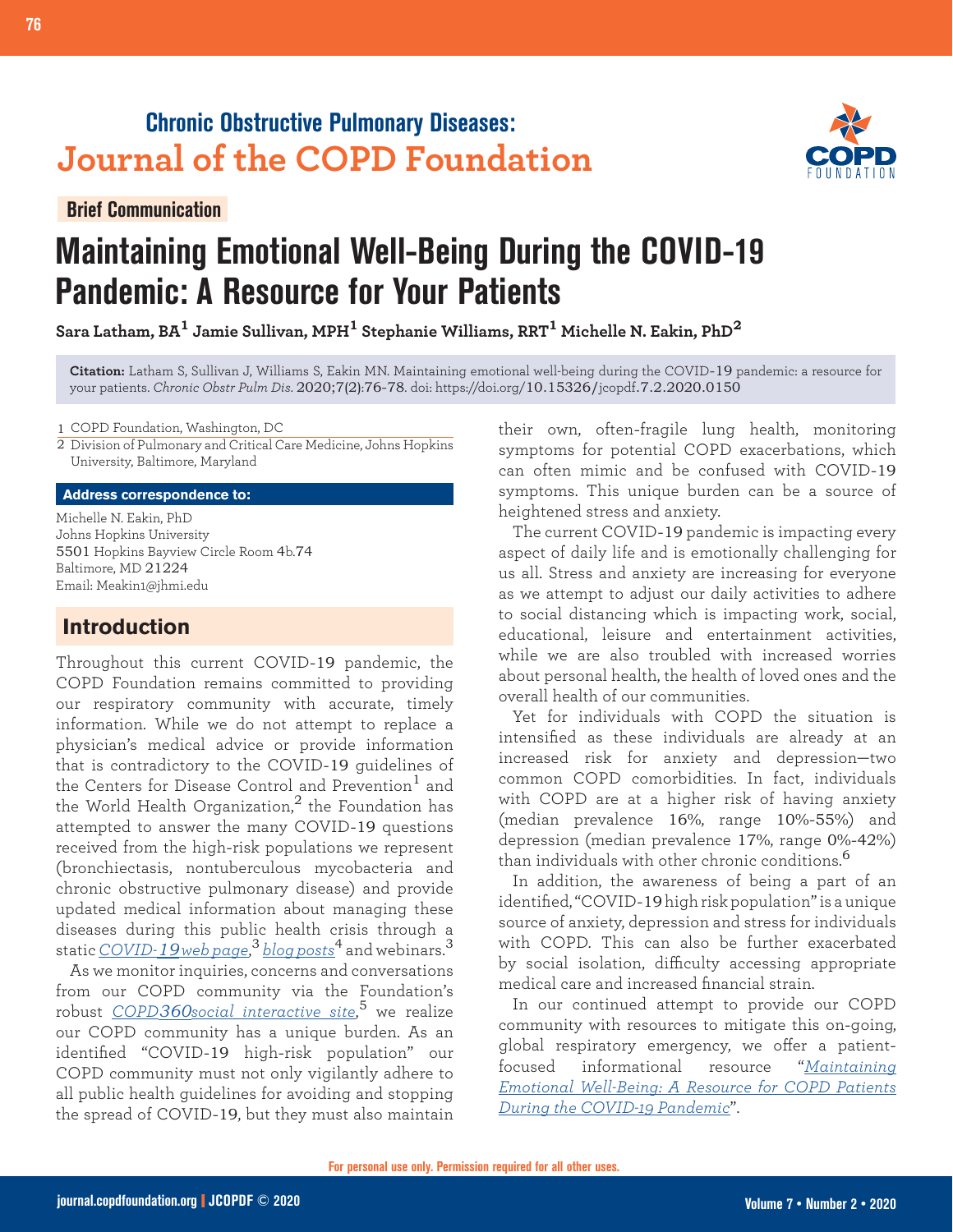**Chronic Obstructive Pulmonary Diseases:**
**Journal of the COPD Foundation**

Brief Communication

# Maintaining Emotional Well-Being During the COVID-19 Pandemic: A Resource for Your Patients

**Sara Latham, BA[1] Jamie Sullivan, MPH[1] Stephanie Williams, RRT[1] Michelle N. Eakin, PhD[2]**

**Citation:** Latham S, Sullivan J, Williams S, Eakin MN. Maintaining emotional well-being during the COVID-19 pandemic: a resource for your patients. *Chronic Obstr Pulm Dis*. 2020;7(2):76-78. doi: https://doi.org/10.15326/jcopdf.7.2.2020.0150

1 COPD Foundation, Washington, DC
2 Division of Pulmonary and Critical Care Medicine, Johns Hopkins University, Baltimore, Maryland

**Address correspondence to:**
Michelle N. Eakin, PhD
Johns Hopkins University
5501 Hopkins Bayview Circle Room 4b.74
Baltimore, MD 21224
Email: Meakin1@jhmi.edu

## Introduction

Throughout this current COVID-19 pandemic, the COPD Foundation remains committed to providing our respiratory community with accurate, timely information. While we do not attempt to replace a physician's medical advice or provide information that is contradictory to the COVID-19 guidelines of the Centers for Disease Control and Prevention[1] and the World Health Organization,[2] the Foundation has attempted to answer the many COVID-19 questions received from the high-risk populations we represent (bronchiectasis, nontuberculous mycobacteria and chronic obstructive pulmonary disease) and provide updated medical information about managing these diseases during this public health crisis through a static COVID-19 web page,[3] blog posts[4] and webinars.[3]

As we monitor inquiries, concerns and conversations from our COPD community via the Foundation's robust COPD360social interactive site,[5] we realize our COPD community has a unique burden. As an identified "COVID-19 high-risk population" our COPD community must not only vigilantly adhere to all public health guidelines for avoiding and stopping the spread of COVID-19, but they must also maintain their own, often-fragile lung health, monitoring symptoms for potential COPD exacerbations, which can often mimic and be confused with COVID-19 symptoms. This unique burden can be a source of heightened stress and anxiety.

The current COVID-19 pandemic is impacting every aspect of daily life and is emotionally challenging for us all. Stress and anxiety are increasing for everyone as we attempt to adjust our daily activities to adhere to social distancing which is impacting work, social, educational, leisure and entertainment activities, while we are also troubled with increased worries about personal health, the health of loved ones and the overall health of our communities.

Yet for individuals with COPD the situation is intensified as these individuals are already at an increased risk for anxiety and depression—two common COPD comorbidities. In fact, individuals with COPD are at a higher risk of having anxiety (median prevalence 16%, range 10%-55%) and depression (median prevalence 17%, range 0%-42%) than individuals with other chronic conditions.[6]

In addition, the awareness of being a part of an identified, "COVID-19 high risk population" is a unique source of anxiety, depression and stress for individuals with COPD. This can also be further exacerbated by social isolation, difficulty accessing appropriate medical care and increased financial strain.

In our continued attempt to provide our COPD community with resources to mitigate this on-going, global respiratory emergency, we offer a patient-focused informational resource "*Maintaining Emotional Well-Being: A Resource for COPD Patients During the COVID-19 Pandemic*".

For personal use only. Permission required for all other uses.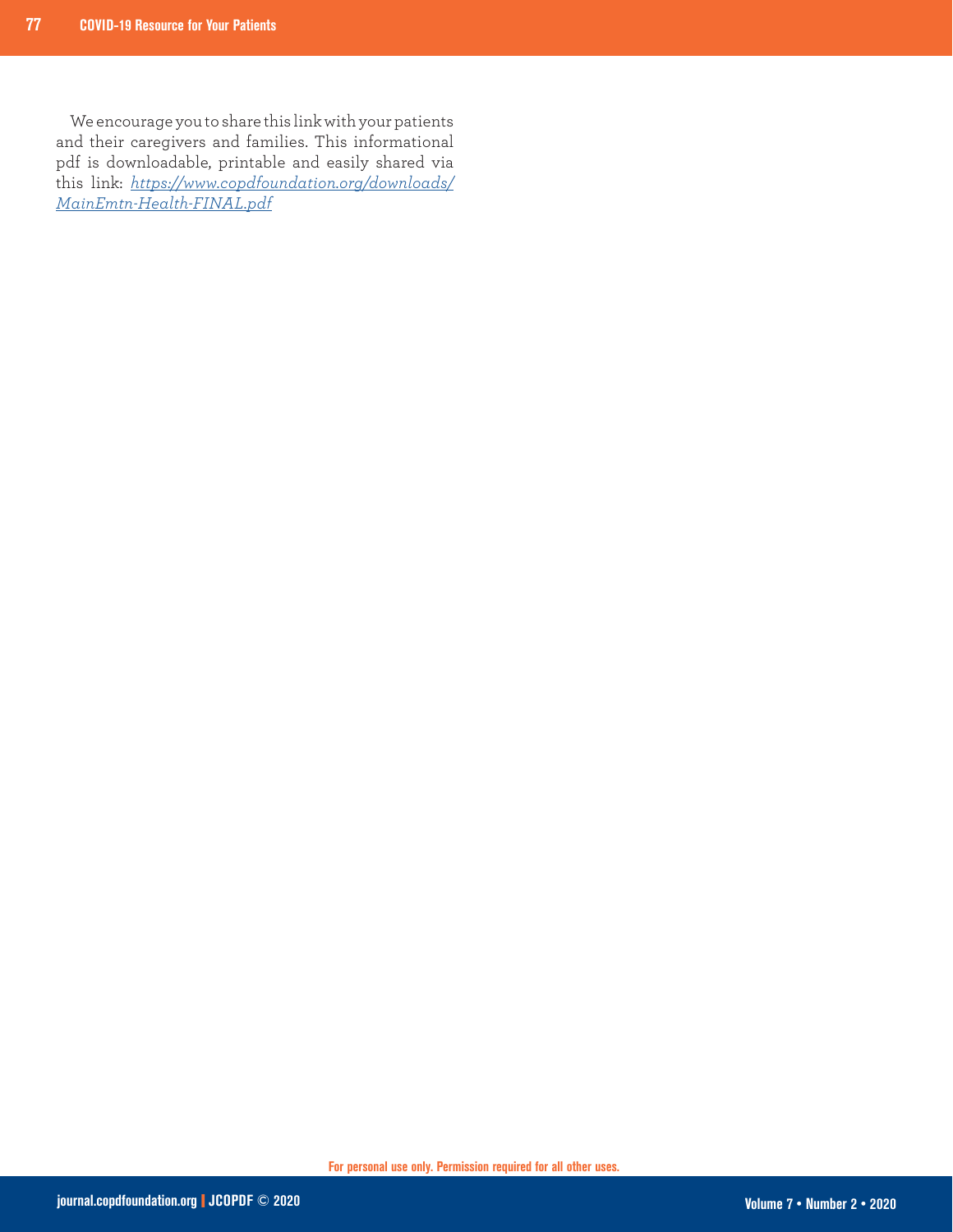We encourage you to share this link with your patients and their caregivers and families. This informational pdf is downloadable, printable and easily shared via this link: [*https://www.copdfoundation.org/downloads/MainEmtn-Health-FINAL.pdf*](https://www.copdfoundation.org/downloads/MainEmtn-Health-FINAL.pdf)

For personal use only. Permission required for all other uses.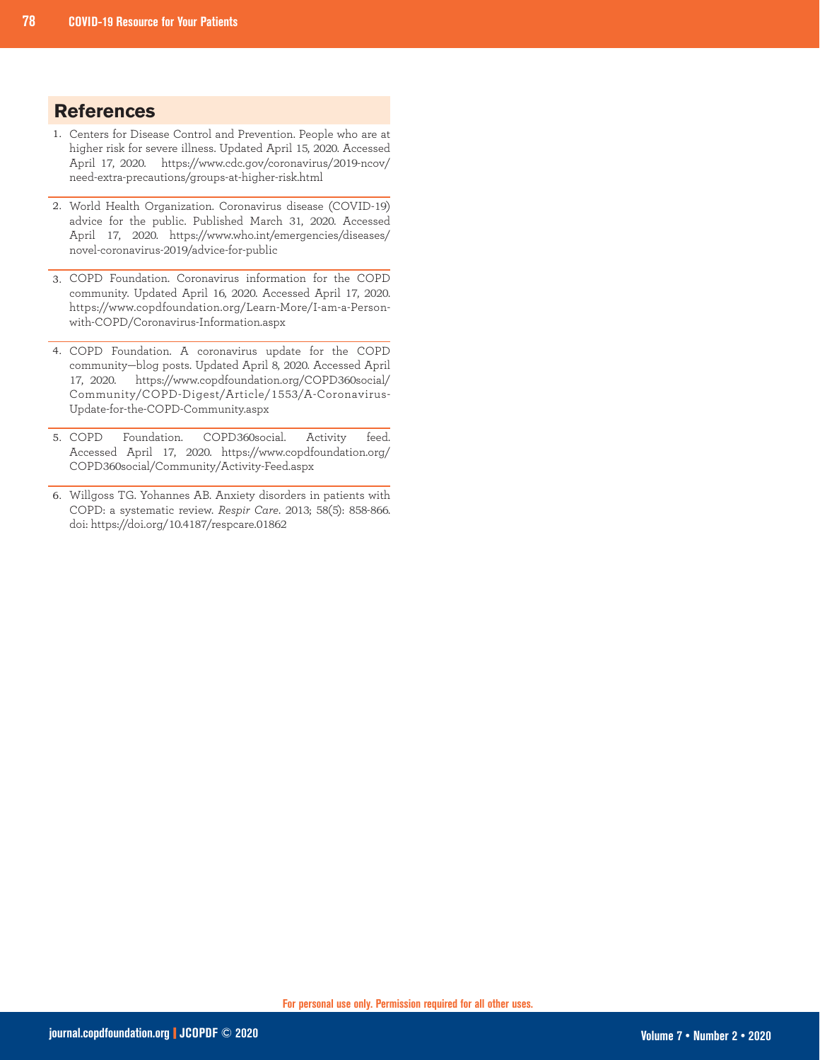## References

1. Centers for Disease Control and Prevention. People who are at higher risk for severe illness. Updated April 15, 2020. Accessed April 17, 2020. https://www.cdc.gov/coronavirus/2019-ncov/need-extra-precautions/groups-at-higher-risk.html
2. World Health Organization. Coronavirus disease (COVID-19) advice for the public. Published March 31, 2020. Accessed April 17, 2020. https://www.who.int/emergencies/diseases/novel-coronavirus-2019/advice-for-public
3. COPD Foundation. Coronavirus information for the COPD community. Updated April 16, 2020. Accessed April 17, 2020. https://www.copdfoundation.org/Learn-More/I-am-a-Person-with-COPD/Coronavirus-Information.aspx
4. COPD Foundation. A coronavirus update for the COPD community—blog posts. Updated April 8, 2020. Accessed April 17, 2020. https://www.copdfoundation.org/COPD360social/Community/COPD-Digest/Article/1553/A-Coronavirus-Update-for-the-COPD-Community.aspx
5. COPD Foundation. COPD360social. Activity feed. Accessed April 17, 2020. https://www.copdfoundation.org/COPD360social/Community/Activity-Feed.aspx
6. Willgoss TG. Yohannes AB. Anxiety disorders in patients with COPD: a systematic review. *Respir Care*. 2013; 58(5): 858-866. doi: https://doi.org/10.4187/respcare.01862

For personal use only. Permission required for all other uses.